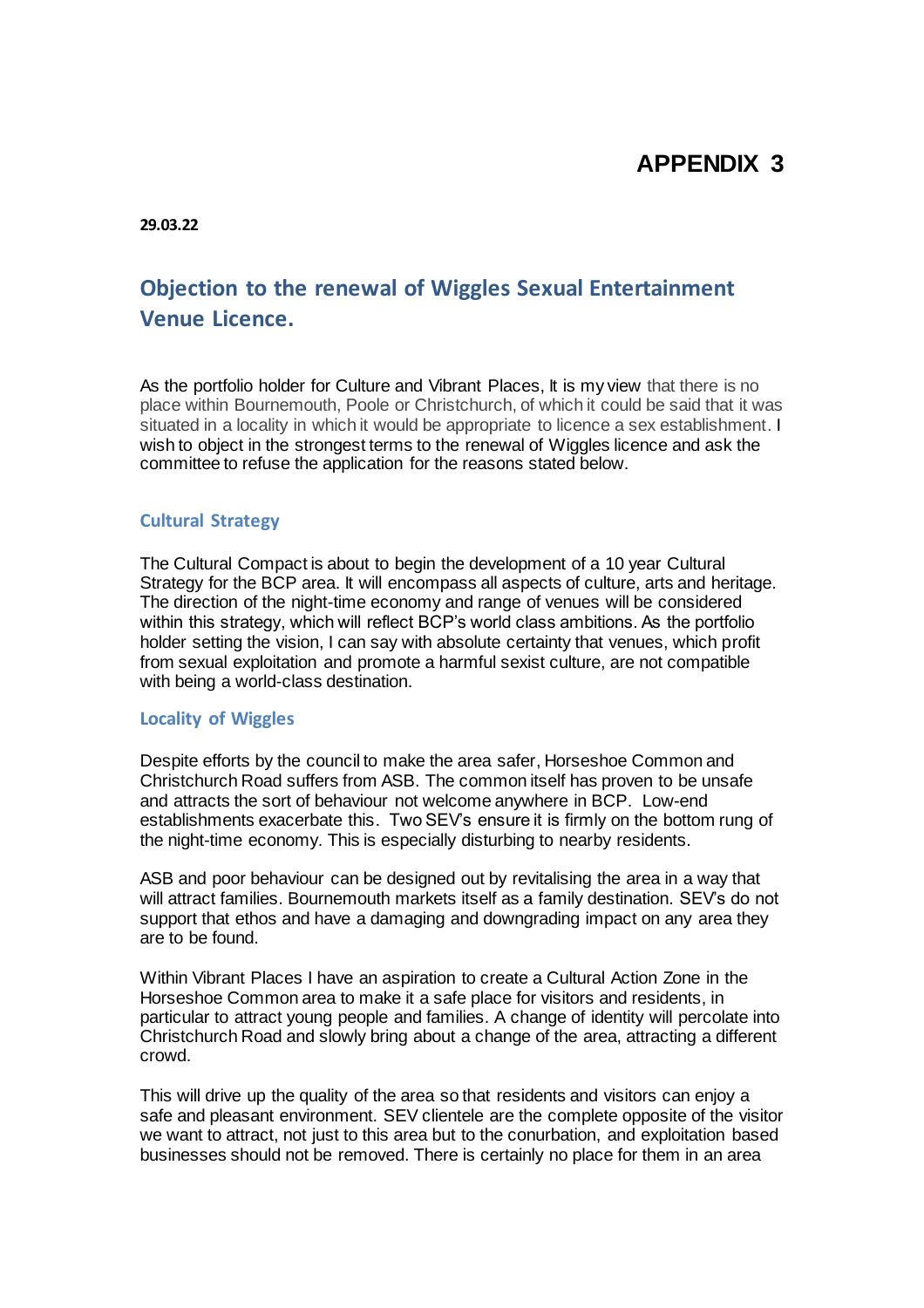# APPENDIX 3

**29.03.22**

## Objection to the renewal of Wiggles Sexual Entertainment Venue Licence.

As the portfolio holder for Culture and Vibrant Places, It is my view that there is no place within Bournemouth, Poole or Christchurch, of which it could be said that it was situated in a locality in which it would be appropriate to licence a sex establishment. I wish to object in the strongest terms to the renewal of Wiggles licence and ask the committee to refuse the application for the reasons stated below.

### Cultural Strategy

The Cultural Compact is about to begin the development of a 10 year Cultural Strategy for the BCP area. It will encompass all aspects of culture, arts and heritage. The direction of the night-time economy and range of venues will be considered within this strategy, which will reflect BCP's world class ambitions. As the portfolio holder setting the vision, I can say with absolute certainty that venues, which profit from sexual exploitation and promote a harmful sexist culture, are not compatible with being a world-class destination.

### Locality of Wiggles

Despite efforts by the council to make the area safer, Horseshoe Common and Christchurch Road suffers from ASB. The common itself has proven to be unsafe and attracts the sort of behaviour not welcome anywhere in BCP. Low-end establishments exacerbate this. Two SEV's ensure it is firmly on the bottom rung of the night-time economy. This is especially disturbing to nearby residents.

ASB and poor behaviour can be designed out by revitalising the area in a way that will attract families. Bournemouth markets itself as a family destination. SEV's do not support that ethos and have a damaging and downgrading impact on any area they are to be found.

Within Vibrant Places I have an aspiration to create a Cultural Action Zone in the Horseshoe Common area to make it a safe place for visitors and residents, in particular to attract young people and families. A change of identity will percolate into Christchurch Road and slowly bring about a change of the area, attracting a different crowd.

This will drive up the quality of the area so that residents and visitors can enjoy a safe and pleasant environment. SEV clientele are the complete opposite of the visitor we want to attract, not just to this area but to the conurbation, and exploitation based businesses should not be removed. There is certainly no place for them in an area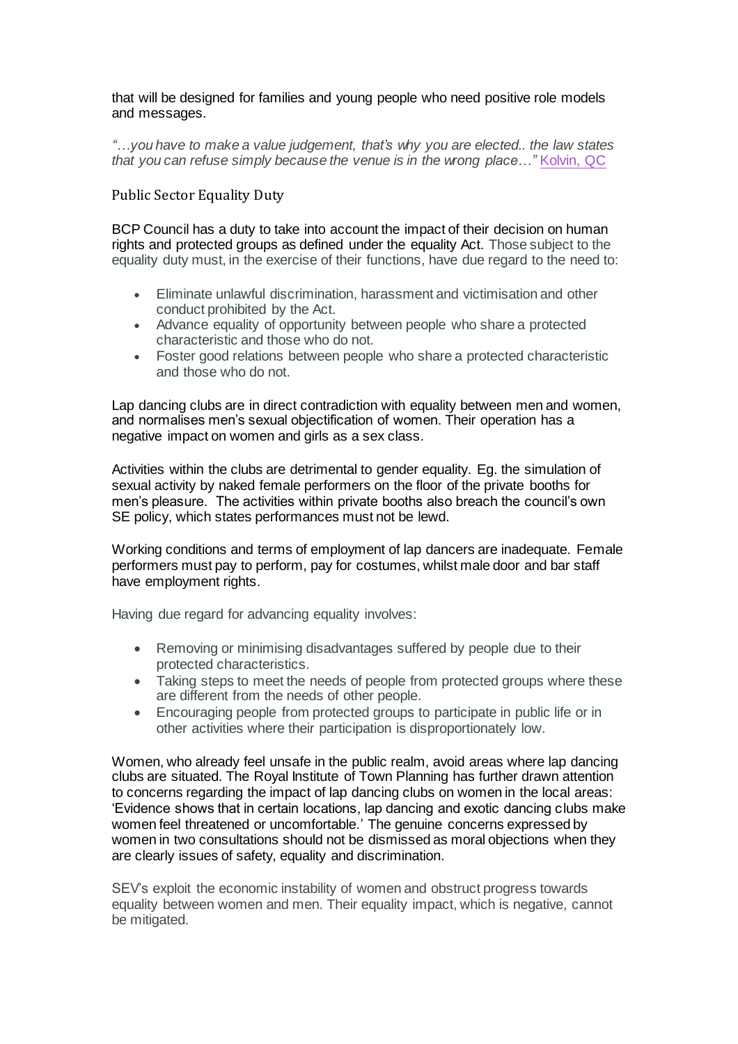that will be designed for families and young people who need positive role models and messages.

*"…you have to make a value judgement, that's why you are elected.. the law states that you can refuse simply because the venue is in the wrong place…"* Kolvin, QC

## Public Sector Equality Duty

BCP Council has a duty to take into account the impact of their decision on human rights and protected groups as defined under the equality Act. Those subject to the equality duty must, in the exercise of their functions, have due regard to the need to:

- Eliminate unlawful discrimination, harassment and victimisation and other conduct prohibited by the Act.
- Advance equality of opportunity between people who share a protected characteristic and those who do not.
- Foster good relations between people who share a protected characteristic and those who do not.

Lap dancing clubs are in direct contradiction with equality between men and women, and normalises men's sexual objectification of women. Their operation has a negative impact on women and girls as a sex class.

Activities within the clubs are detrimental to gender equality. Eg. the simulation of sexual activity by naked female performers on the floor of the private booths for men's pleasure. The activities within private booths also breach the council's own SE policy, which states performances must not be lewd.

Working conditions and terms of employment of lap dancers are inadequate. Female performers must pay to perform, pay for costumes, whilst male door and bar staff have employment rights.

Having due regard for advancing equality involves:

- Removing or minimising disadvantages suffered by people due to their protected characteristics.
- Taking steps to meet the needs of people from protected groups where these are different from the needs of other people.
- Encouraging people from protected groups to participate in public life or in other activities where their participation is disproportionately low.

Women, who already feel unsafe in the public realm, avoid areas where lap dancing clubs are situated. The Royal Institute of Town Planning has further drawn attention to concerns regarding the impact of lap dancing clubs on women in the local areas: 'Evidence shows that in certain locations, lap dancing and exotic dancing clubs make women feel threatened or uncomfortable.' The genuine concerns expressed by women in two consultations should not be dismissed as moral objections when they are clearly issues of safety, equality and discrimination.

SEV's exploit the economic instability of women and obstruct progress towards equality between women and men. Their equality impact, which is negative, cannot be mitigated.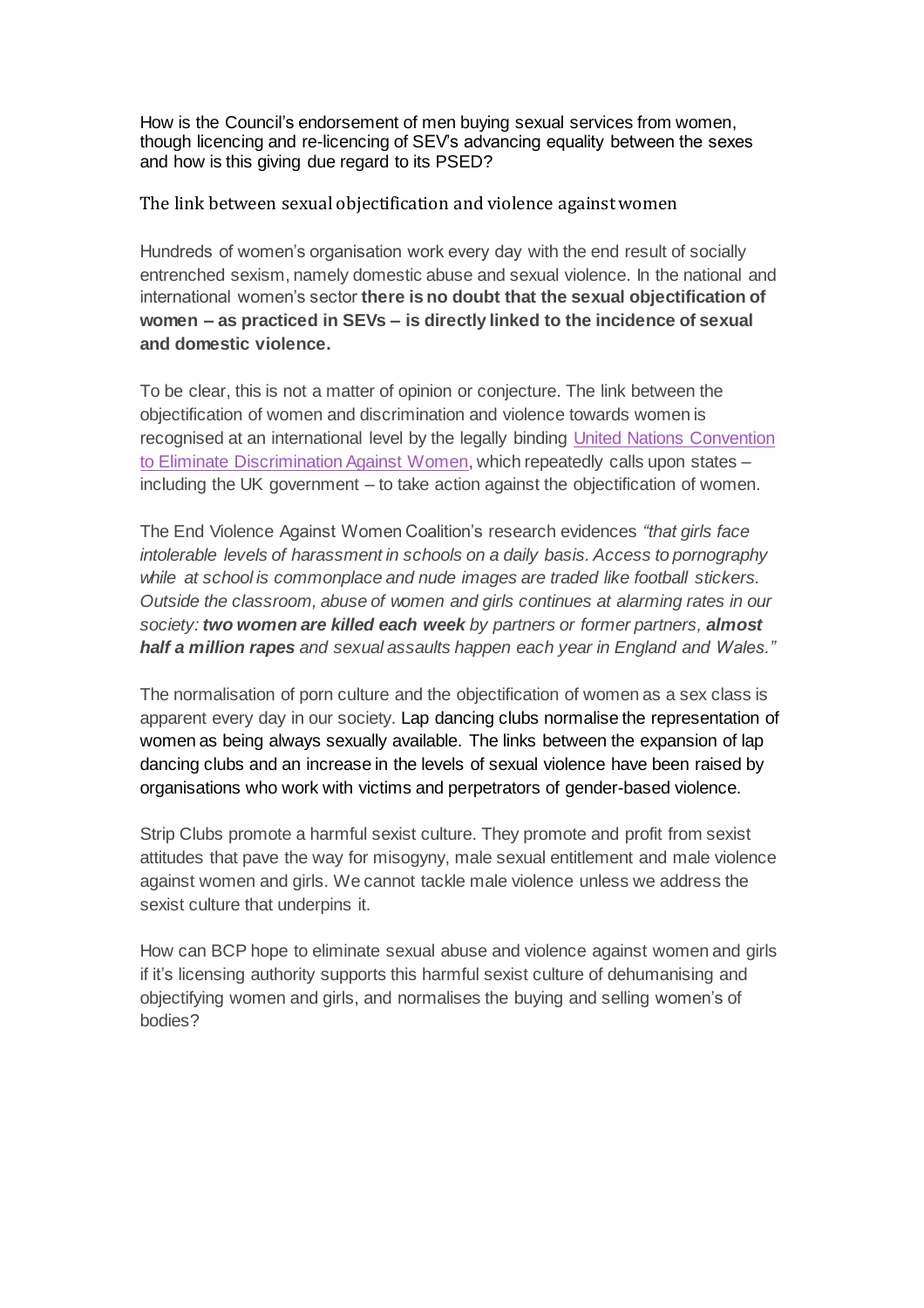How is the Council's endorsement of men buying sexual services from women, though licencing and re-licencing of SEV's advancing equality between the sexes and how is this giving due regard to its PSED?

## The link between sexual objectification and violence against women

Hundreds of women's organisation work every day with the end result of socially entrenched sexism, namely domestic abuse and sexual violence. In the national and international women's sector **there is no doubt that the sexual objectification of women – as practiced in SEVs – is directly linked to the incidence of sexual and domestic violence.**

To be clear, this is not a matter of opinion or conjecture. The link between the objectification of women and discrimination and violence towards women is recognised at an international level by the legally binding United Nations Convention to Eliminate Discrimination Against Women, which repeatedly calls upon states – including the UK government – to take action against the objectification of women.

The End Violence Against Women Coalition's research evidences *"that girls face intolerable levels of harassment in schools on a daily basis. Access to pornography while at school is commonplace and nude images are traded like football stickers. Outside the classroom, abuse of women and girls continues at alarming rates in our society:* ***two women are killed each week*** *by partners or former partners,* ***almost half a million rapes*** *and sexual assaults happen each year in England and Wales."*

The normalisation of porn culture and the objectification of women as a sex class is apparent every day in our society. Lap dancing clubs normalise the representation of women as being always sexually available. The links between the expansion of lap dancing clubs and an increase in the levels of sexual violence have been raised by organisations who work with victims and perpetrators of gender-based violence.

Strip Clubs promote a harmful sexist culture. They promote and profit from sexist attitudes that pave the way for misogyny, male sexual entitlement and male violence against women and girls. We cannot tackle male violence unless we address the sexist culture that underpins it.

How can BCP hope to eliminate sexual abuse and violence against women and girls if it's licensing authority supports this harmful sexist culture of dehumanising and objectifying women and girls, and normalises the buying and selling women's of bodies?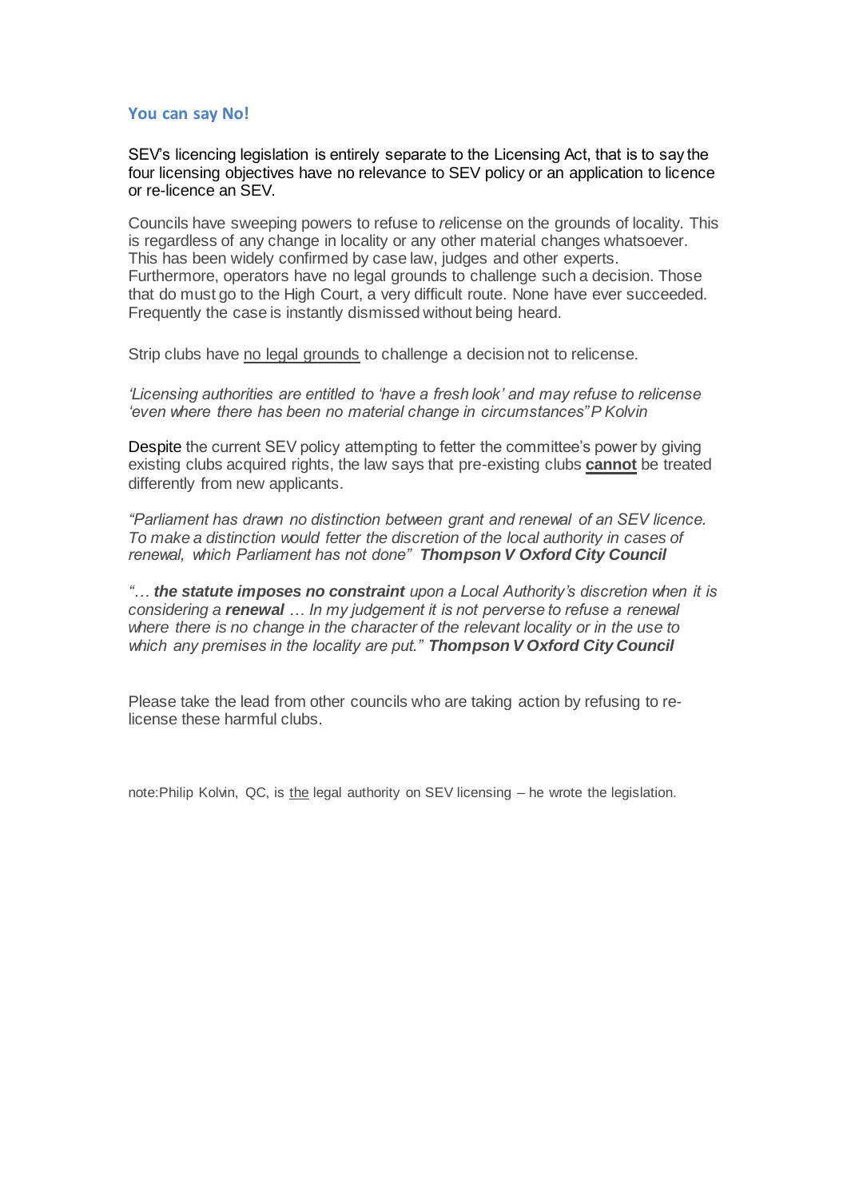## You can say No!

SEV's licencing legislation is entirely separate to the Licensing Act, that is to say the four licensing objectives have no relevance to SEV policy or an application to licence or re-licence an SEV.

Councils have sweeping powers to refuse to *re*license on the grounds of locality. This is regardless of any change in locality or any other material changes whatsoever. This has been widely confirmed by case law, judges and other experts. Furthermore, operators have no legal grounds to challenge such a decision. Those that do must go to the High Court, a very difficult route. None have ever succeeded. Frequently the case is instantly dismissed without being heard.

Strip clubs have <u>no legal grounds</u> to challenge a decision not to relicense.

*'Licensing authorities are entitled to 'have a fresh look' and may refuse to relicense 'even where there has been no material change in circumstances" P Kolvin*

Despite the current SEV policy attempting to fetter the committee's power by giving existing clubs acquired rights, the law says that pre-existing clubs <u>**cannot**</u> be treated differently from new applicants.

*"Parliament has drawn no distinction between grant and renewal of an SEV licence. To make a distinction would fetter the discretion of the local authority in cases of renewal, which Parliament has not done"* ***Thompson V Oxford City Council***

*"… **the statute imposes no constraint** upon a Local Authority's discretion when it is considering a **renewal** … In my judgement it is not perverse to refuse a renewal where there is no change in the character of the relevant locality or in the use to which any premises in the locality are put."* ***Thompson V Oxford City Council***

Please take the lead from other councils who are taking action by refusing to re-license these harmful clubs.

note:Philip Kolvin, QC, is <u>the</u> legal authority on SEV licensing – he wrote the legislation.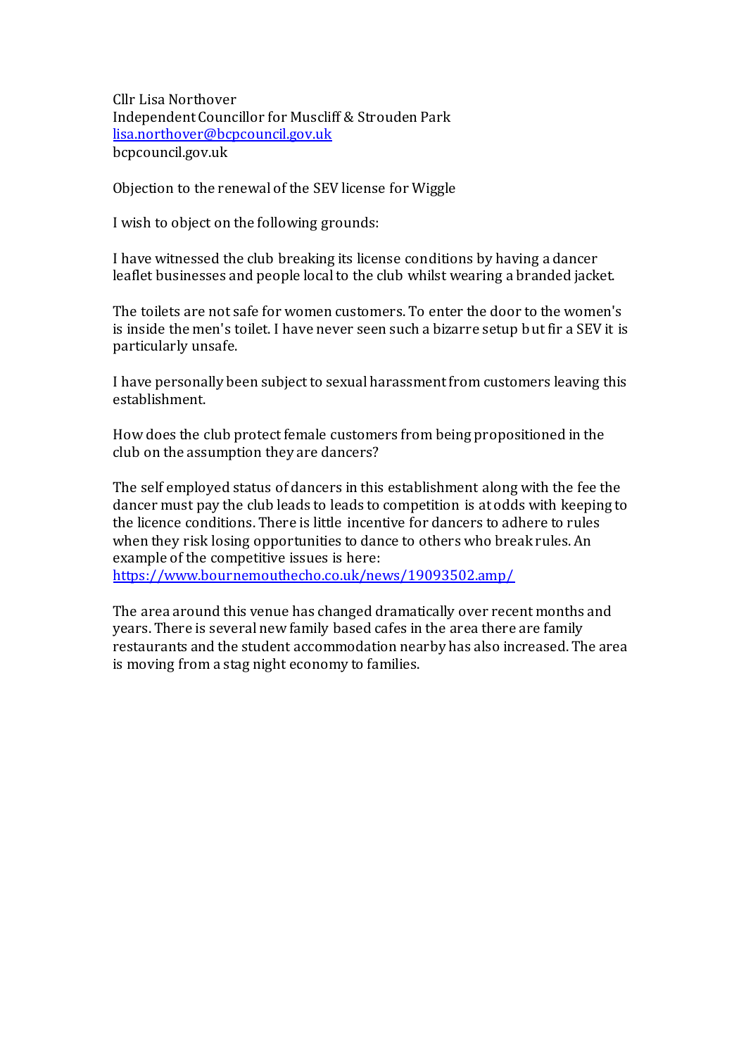Cllr Lisa Northover
Independent Councillor for Muscliff & Strouden Park
lisa.northover@bcpcouncil.gov.uk
bcpcouncil.gov.uk

Objection to the renewal of the SEV license for Wiggle

I wish to object on the following grounds:

I have witnessed the club breaking its license conditions by having a dancer leaflet businesses and people local to the club whilst wearing a branded jacket.

The toilets are not safe for women customers. To enter the door to the women's is inside the men's toilet. I have never seen such a bizarre setup but fir a SEV it is particularly unsafe.

I have personally been subject to sexual harassment from customers leaving this establishment.

How does the club protect female customers from being propositioned in the club on the assumption they are dancers?

The self employed status of dancers in this establishment along with the fee the dancer must pay the club leads to leads to competition is at odds with keeping to the licence conditions. There is little incentive for dancers to adhere to rules when they risk losing opportunities to dance to others who break rules. An example of the competitive issues is here:
https://www.bournemouthecho.co.uk/news/19093502.amp/

The area around this venue has changed dramatically over recent months and years. There is several new family based cafes in the area there are family restaurants and the student accommodation nearby has also increased. The area is moving from a stag night economy to families.